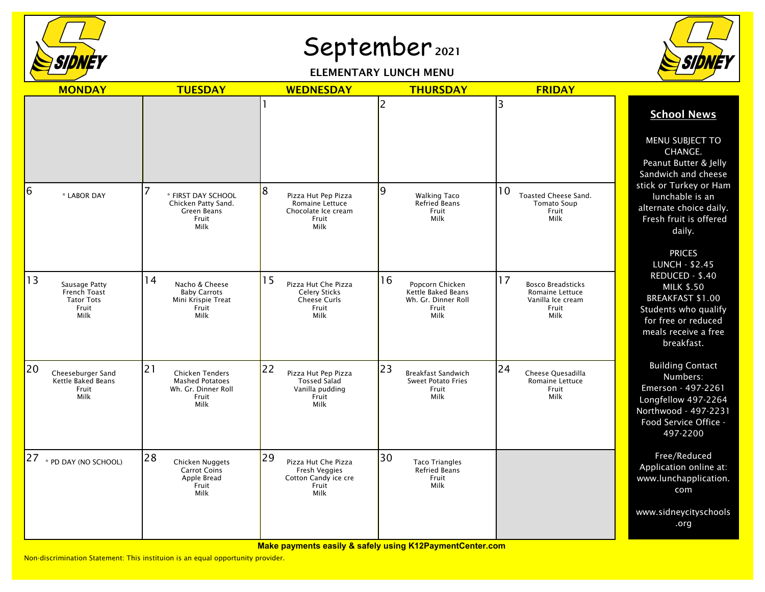# September 2021

## ELEMENTARY LUNCH MENU

| MONDAY | TUESDAY | WEDNESDAY | THURSDAY | FRIDAY |
|---|---|---|---|---|
| | | 1 | 2 | 3 |
| 6<br>* LABOR DAY | 7<br>* FIRST DAY SCHOOL<br>Chicken Patty Sand.<br>Green Beans<br>Fruit<br>Milk | 8<br>Pizza Hut Pep Pizza<br>Romaine Lettuce<br>Chocolate Ice cream<br>Fruit<br>Milk | 9<br>Walking Taco<br>Refried Beans<br>Fruit<br>Milk | 10<br>Toasted Cheese Sand.<br>Tomato Soup<br>Fruit<br>Milk |
| 13<br>Sausage Patty<br>French Toast<br>Tator Tots<br>Fruit<br>Milk | 14<br>Nacho & Cheese<br>Baby Carrots<br>Mini Krispie Treat<br>Fruit<br>Milk | 15<br>Pizza Hut Che Pizza<br>Celery Sticks<br>Cheese Curls<br>Fruit<br>Milk | 16<br>Popcorn Chicken<br>Kettle Baked Beans<br>Wh. Gr. Dinner Roll<br>Fruit<br>Milk | 17<br>Bosco Breadsticks<br>Romaine Lettuce<br>Vanilla Ice cream<br>Fruit<br>Milk |
| 20<br>Cheeseburger Sand<br>Kettle Baked Beans<br>Fruit<br>Milk | 21<br>Chicken Tenders<br>Mashed Potatoes<br>Wh. Gr. Dinner Roll<br>Fruit<br>Milk | 22<br>Pizza Hut Pep Pizza<br>Tossed Salad<br>Vanilla pudding<br>Fruit<br>Milk | 23<br>Breakfast Sandwich<br>Sweet Potato Fries<br>Fruit<br>Milk | 24<br>Cheese Quesadilla<br>Romaine Lettuce<br>Fruit<br>Milk |
| 27<br>* PD DAY (NO SCHOOL) | 28<br>Chicken Nuggets<br>Carrot Coins<br>Apple Bread<br>Fruit<br>Milk | 29<br>Pizza Hut Che Pizza<br>Fresh Veggies<br>Cotton Candy ice cre<br>Fruit<br>Milk | 30<br>Taco Triangles<br>Refried Beans<br>Fruit<br>Milk | |

### School News

MENU SUBJECT TO CHANGE.
Peanut Butter & Jelly Sandwich and cheese stick or Turkey or Ham lunchable is an alternate choice daily.
Fresh fruit is offered daily.

PRICES
LUNCH - $2.45
REDUCED - $.40
MILK $.50
BREAKFAST $1.00
Students who qualify for free or reduced meals receive a free breakfast.

Building Contact Numbers:
Emerson - 497-2261
Longfellow 497-2264
Northwood - 497-2231
Food Service Office - 497-2200

Free/Reduced Application online at: www.lunchapplication.com

www.sidneycityschools.org

**Make payments easily & safely using K12PaymentCenter.com**

Non-discrimination Statement: This instituion is an equal opportunity provider.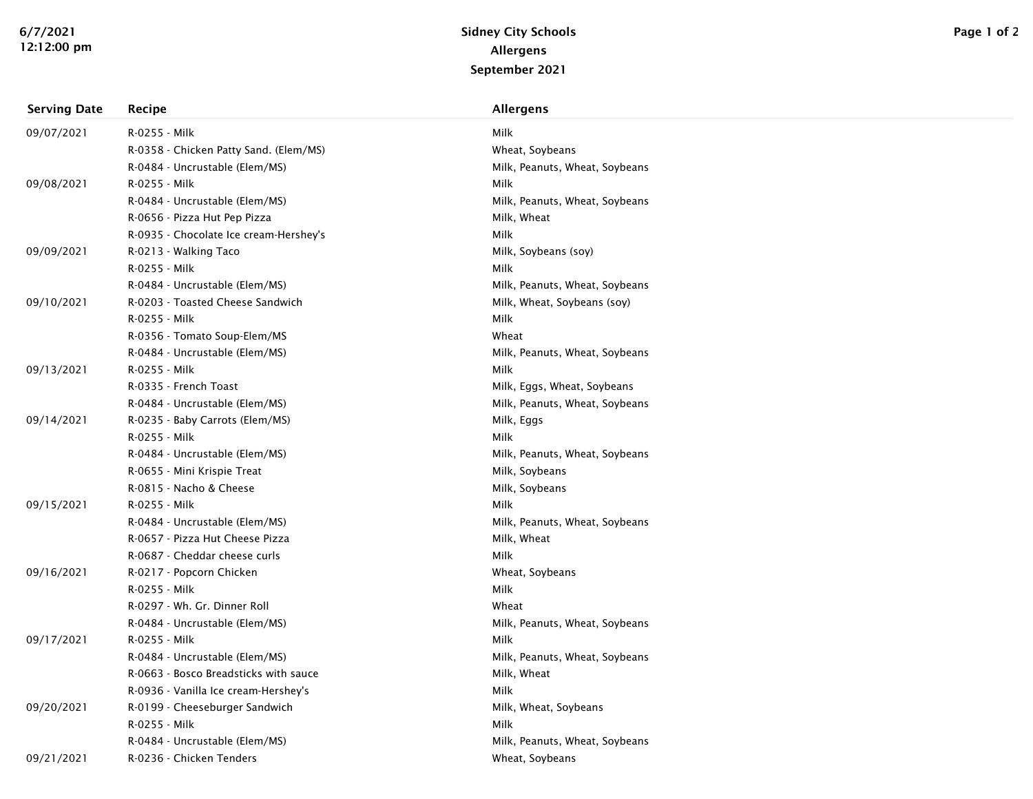# Sidney City Schools
## Allergens
### September 2021

| Serving Date | Recipe | Allergens |
|---|---|---|
| 09/07/2021 | R-0255 - Milk | Milk |
| | R-0358 - Chicken Patty Sand. (Elem/MS) | Wheat, Soybeans |
| | R-0484 - Uncrustable (Elem/MS) | Milk, Peanuts, Wheat, Soybeans |
| 09/08/2021 | R-0255 - Milk | Milk |
| | R-0484 - Uncrustable (Elem/MS) | Milk, Peanuts, Wheat, Soybeans |
| | R-0656 - Pizza Hut Pep Pizza | Milk, Wheat |
| | R-0935 - Chocolate Ice cream-Hershey's | Milk |
| 09/09/2021 | R-0213 - Walking Taco | Milk, Soybeans (soy) |
| | R-0255 - Milk | Milk |
| | R-0484 - Uncrustable (Elem/MS) | Milk, Peanuts, Wheat, Soybeans |
| 09/10/2021 | R-0203 - Toasted Cheese Sandwich | Milk, Wheat, Soybeans (soy) |
| | R-0255 - Milk | Milk |
| | R-0356 - Tomato Soup-Elem/MS | Wheat |
| | R-0484 - Uncrustable (Elem/MS) | Milk, Peanuts, Wheat, Soybeans |
| 09/13/2021 | R-0255 - Milk | Milk |
| | R-0335 - French Toast | Milk, Eggs, Wheat, Soybeans |
| | R-0484 - Uncrustable (Elem/MS) | Milk, Peanuts, Wheat, Soybeans |
| 09/14/2021 | R-0235 - Baby Carrots (Elem/MS) | Milk, Eggs |
| | R-0255 - Milk | Milk |
| | R-0484 - Uncrustable (Elem/MS) | Milk, Peanuts, Wheat, Soybeans |
| | R-0655 - Mini Krispie Treat | Milk, Soybeans |
| | R-0815 - Nacho & Cheese | Milk, Soybeans |
| 09/15/2021 | R-0255 - Milk | Milk |
| | R-0484 - Uncrustable (Elem/MS) | Milk, Peanuts, Wheat, Soybeans |
| | R-0657 - Pizza Hut Cheese Pizza | Milk, Wheat |
| | R-0687 - Cheddar cheese curls | Milk |
| 09/16/2021 | R-0217 - Popcorn Chicken | Wheat, Soybeans |
| | R-0255 - Milk | Milk |
| | R-0297 - Wh. Gr. Dinner Roll | Wheat |
| | R-0484 - Uncrustable (Elem/MS) | Milk, Peanuts, Wheat, Soybeans |
| 09/17/2021 | R-0255 - Milk | Milk |
| | R-0484 - Uncrustable (Elem/MS) | Milk, Peanuts, Wheat, Soybeans |
| | R-0663 - Bosco Breadsticks with sauce | Milk, Wheat |
| | R-0936 - Vanilla Ice cream-Hershey's | Milk |
| 09/20/2021 | R-0199 - Cheeseburger Sandwich | Milk, Wheat, Soybeans |
| | R-0255 - Milk | Milk |
| | R-0484 - Uncrustable (Elem/MS) | Milk, Peanuts, Wheat, Soybeans |
| 09/21/2021 | R-0236 - Chicken Tenders | Wheat, Soybeans |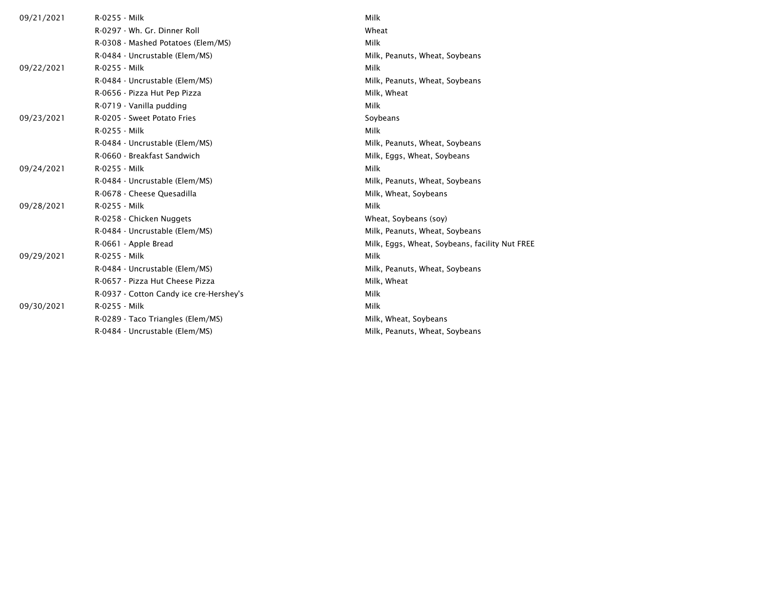| | | |
|---|---|---|
| 09/21/2021 | R-0255 - Milk | Milk |
| | R-0297 - Wh. Gr. Dinner Roll | Wheat |
| | R-0308 - Mashed Potatoes (Elem/MS) | Milk |
| | R-0484 - Uncrustable (Elem/MS) | Milk, Peanuts, Wheat, Soybeans |
| 09/22/2021 | R-0255 - Milk | Milk |
| | R-0484 - Uncrustable (Elem/MS) | Milk, Peanuts, Wheat, Soybeans |
| | R-0656 - Pizza Hut Pep Pizza | Milk, Wheat |
| | R-0719 - Vanilla pudding | Milk |
| 09/23/2021 | R-0205 - Sweet Potato Fries | Soybeans |
| | R-0255 - Milk | Milk |
| | R-0484 - Uncrustable (Elem/MS) | Milk, Peanuts, Wheat, Soybeans |
| | R-0660 - Breakfast Sandwich | Milk, Eggs, Wheat, Soybeans |
| 09/24/2021 | R-0255 - Milk | Milk |
| | R-0484 - Uncrustable (Elem/MS) | Milk, Peanuts, Wheat, Soybeans |
| | R-0678 - Cheese Quesadilla | Milk, Wheat, Soybeans |
| 09/28/2021 | R-0255 - Milk | Milk |
| | R-0258 - Chicken Nuggets | Wheat, Soybeans (soy) |
| | R-0484 - Uncrustable (Elem/MS) | Milk, Peanuts, Wheat, Soybeans |
| | R-0661 - Apple Bread | Milk, Eggs, Wheat, Soybeans, facility Nut FREE |
| 09/29/2021 | R-0255 - Milk | Milk |
| | R-0484 - Uncrustable (Elem/MS) | Milk, Peanuts, Wheat, Soybeans |
| | R-0657 - Pizza Hut Cheese Pizza | Milk, Wheat |
| | R-0937 - Cotton Candy ice cre-Hershey's | Milk |
| 09/30/2021 | R-0255 - Milk | Milk |
| | R-0289 - Taco Triangles (Elem/MS) | Milk, Wheat, Soybeans |
| | R-0484 - Uncrustable (Elem/MS) | Milk, Peanuts, Wheat, Soybeans |